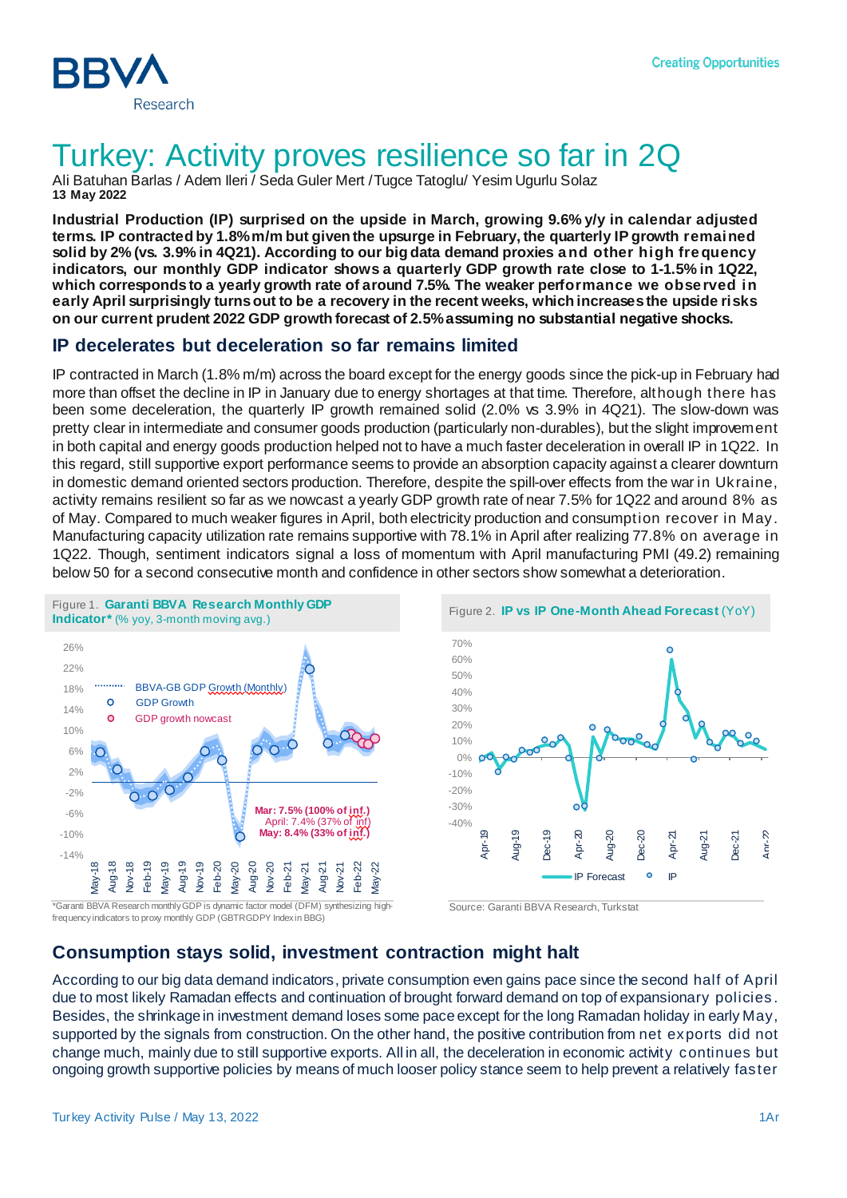# Turkey: Activity proves resilience so far in 2Q

Ali Batuhan Barlas / Adem Ileri / Seda Guler Mert / Tugce Tatoglu/ Yesim Ugurlu Solaz
**13 May 2022**

**Industrial Production (IP) surprised on the upside in March, growing 9.6% y/y in calendar adjusted terms. IP contracted by 1.8% m/m but given the upsurge in February, the quarterly IP growth remained solid by 2% (vs. 3.9% in 4Q21). According to our big data demand proxies and other high frequency indicators, our monthly GDP indicator shows a quarterly GDP growth rate close to 1-1.5% in 1Q22, which corresponds to a yearly growth rate of around 7.5%. The weaker performance we observed in early April surprisingly turns out to be a recovery in the recent weeks, which increases the upside risks on our current prudent 2022 GDP growth forecast of 2.5% assuming no substantial negative shocks.**

## IP decelerates but deceleration so far remains limited

IP contracted in March (1.8% m/m) across the board except for the energy goods since the pick-up in February had more than offset the decline in IP in January due to energy shortages at that time. Therefore, although there has been some deceleration, the quarterly IP growth remained solid (2.0% vs 3.9% in 4Q21). The slow-down was pretty clear in intermediate and consumer goods production (particularly non-durables), but the slight improvement in both capital and energy goods production helped not to have a much faster deceleration in overall IP in 1Q22. In this regard, still supportive export performance seems to provide an absorption capacity against a clearer downturn in domestic demand oriented sectors production. Therefore, despite the spill-over effects from the war in Ukraine, activity remains resilient so far as we nowcast a yearly GDP growth rate of near 7.5% for 1Q22 and around 8% as of May. Compared to much weaker figures in April, both electricity production and consumption recover in May. Manufacturing capacity utilization rate remains supportive with 78.1% in April after realizing 77.8% on average in 1Q22. Though, sentiment indicators signal a loss of momentum with April manufacturing PMI (49.2) remaining below 50 for a second consecutive month and confidence in other sectors show somewhat a deterioration.

Figure 1. **Garanti BBVA Research Monthly GDP Indicator*** (% yoy, 3-month moving avg.)

*Garanti BBVA Research monthly GDP is dynamic factor model (DFM) synthesizing high-frequency indicators to proxy monthly GDP (GBTRGDPY Index in BBG)

Figure 2. **IP vs IP One-Month Ahead Forecast** (YoY)

Source: Garanti BBVA Research, Turkstat

## Consumption stays solid, investment contraction might halt

According to our big data demand indicators, private consumption even gains pace since the second half of April due to most likely Ramadan effects and continuation of brought forward demand on top of expansionary policies. Besides, the shrinkage in investment demand loses some pace except for the long Ramadan holiday in early May, supported by the signals from construction. On the other hand, the positive contribution from net exports did not change much, mainly due to still supportive exports. All in all, the deceleration in economic activity continues but ongoing growth supportive policies by means of much looser policy stance seem to help prevent a relatively faster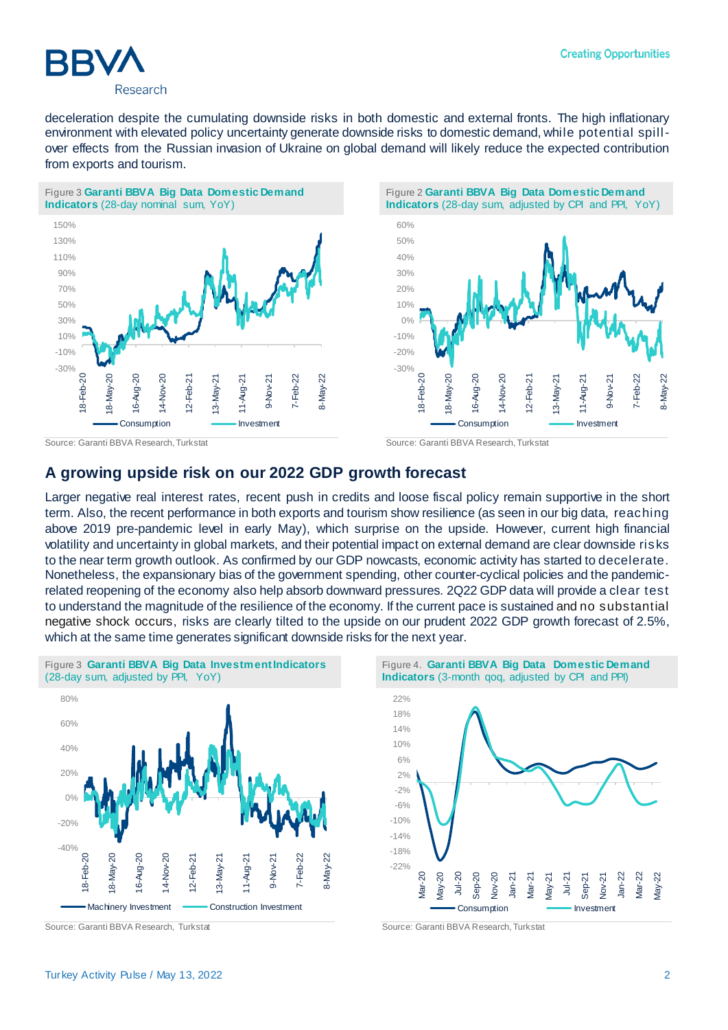deceleration despite the cumulating downside risks in both domestic and external fronts. The high inflationary environment with elevated policy uncertainty generate downside risks to domestic demand, while potential spill-over effects from the Russian invasion of Ukraine on global demand will likely reduce the expected contribution from exports and tourism.

Figure 3 **Garanti BBVA Big Data Domestic Demand Indicators** (28-day nominal sum, YoY)

Source: Garanti BBVA Research, Turkstat

Figure 2 **Garanti BBVA Big Data Domestic Demand Indicators** (28-day sum, adjusted by CPI and PPI, YoY)

Source: Garanti BBVA Research, Turkstat

## A growing upside risk on our 2022 GDP growth forecast

Larger negative real interest rates, recent push in credits and loose fiscal policy remain supportive in the short term. Also, the recent performance in both exports and tourism show resilience (as seen in our big data, reaching above 2019 pre-pandemic level in early May), which surprise on the upside. However, current high financial volatility and uncertainty in global markets, and their potential impact on external demand are clear downside risks to the near term growth outlook. As confirmed by our GDP nowcasts, economic activity has started to decelerate. Nonetheless, the expansionary bias of the government spending, other counter-cyclical policies and the pandemic-related reopening of the economy also help absorb downward pressures. 2Q22 GDP data will provide a clear test to understand the magnitude of the resilience of the economy. If the current pace is sustained and no substantial negative shock occurs, risks are clearly tilted to the upside on our prudent 2022 GDP growth forecast of 2.5%, which at the same time generates significant downside risks for the next year.

Figure 3 **Garanti BBVA Big Data Investment Indicators** (28-day sum, adjusted by PPI, YoY)

Source: Garanti BBVA Research, Turkstat

Figure 4. **Garanti BBVA Big Data Domestic Demand Indicators** (3-month qoq, adjusted by CPI and PPI)

Source: Garanti BBVA Research, Turkstat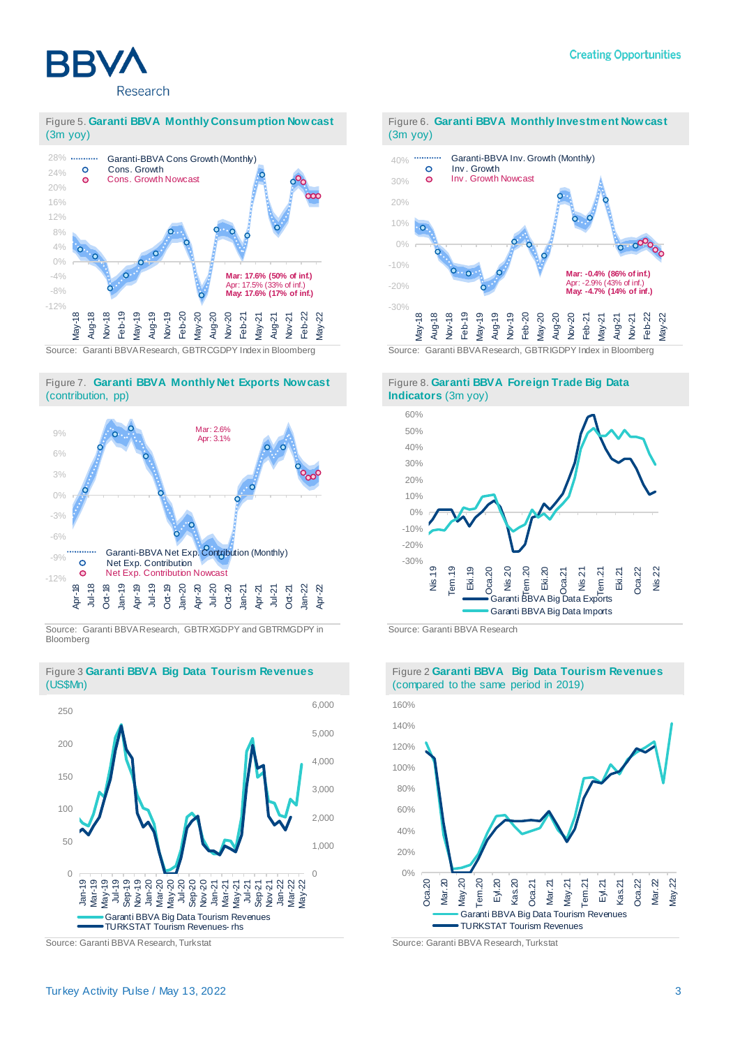Figure 5. **Garanti BBVA Monthly Consumption Nowcast** (3m yoy)

Garanti-BBVA Cons Growth (Monthly)
Cons. Growth
Cons. Growth Nowcast

Mar: 17.6% (50% of inf.)
Apr: 17.5% (33% of inf.)
May: 17.6% (17% of inf.)

Source: Garanti BBVA Research, GBTRCGDPY Index in Bloomberg

Figure 6. **Garanti BBVA Monthly Investment Nowcast** (3m yoy)

Garanti-BBVA Inv. Growth (Monthly)
Inv. Growth
Inv. Growth Nowcast

Mar: -0.4% (86% of inf.)
Apr: -2.9% (43% of inf.)
May: -4.7% (14% of inf.)

Source: Garanti BBVA Research, GBTRIGDPY Index in Bloomberg

Figure 7. **Garanti BBVA Monthly Net Exports Nowcast** (contribution, pp)

Mar: 2.6%
Apr: 3.1%

Garanti-BBVA Net Exp. Contribution (Monthly)
Net Exp. Contribution
Net Exp. Contribution Nowcast

Source: Garanti BBVA Research, GBTRXGDPY and GBTRMGDPY in Bloomberg

Figure 8. **Garanti BBVA Foreign Trade Big Data Indicators** (3m yoy)

Garanti BBVA Big Data Exports
Garanti BBVA Big Data Imports

Source: Garanti BBVA Research

Figure 3 **Garanti BBVA Big Data Tourism Revenues** (US$Mn)

Garanti BBVA Big Data Tourism Revenues
TURKSTAT Tourism Revenues- rhs

Source: Garanti BBVA Research, Turkstat

Figure 2 **Garanti BBVA Big Data Tourism Revenues** (compared to the same period in 2019)

Garanti BBVA Big Data Tourism Revenues
TURKSTAT Tourism Revenues

Source: Garanti BBVA Research, Turkstat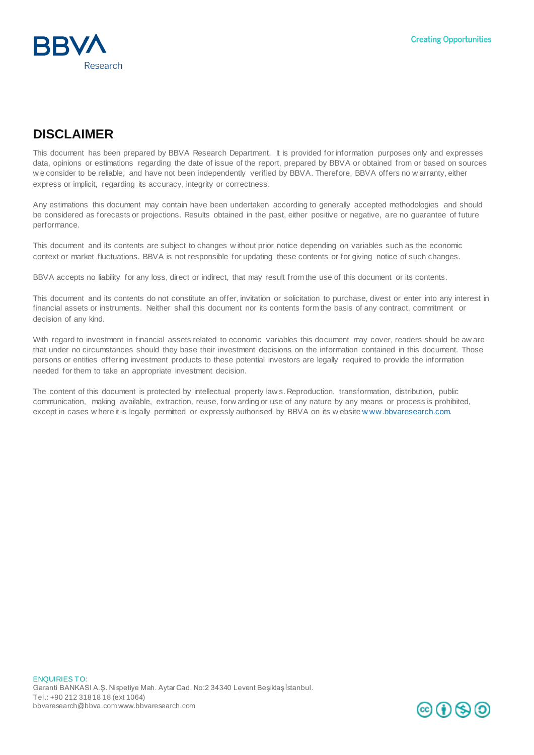## DISCLAIMER

This document has been prepared by BBVA Research Department. It is provided for information purposes only and expresses data, opinions or estimations regarding the date of issue of the report, prepared by BBVA or obtained from or based on sources we consider to be reliable, and have not been independently verified by BBVA. Therefore, BBVA offers no warranty, either express or implicit, regarding its accuracy, integrity or correctness.

Any estimations this document may contain have been undertaken according to generally accepted methodologies and should be considered as forecasts or projections. Results obtained in the past, either positive or negative, are no guarantee of future performance.

This document and its contents are subject to changes without prior notice depending on variables such as the economic context or market fluctuations. BBVA is not responsible for updating these contents or for giving notice of such changes.

BBVA accepts no liability for any loss, direct or indirect, that may result from the use of this document or its contents.

This document and its contents do not constitute an offer, invitation or solicitation to purchase, divest or enter into any interest in financial assets or instruments. Neither shall this document nor its contents form the basis of any contract, commitment or decision of any kind.

With regard to investment in financial assets related to economic variables this document may cover, readers should be aware that under no circumstances should they base their investment decisions on the information contained in this document. Those persons or entities offering investment products to these potential investors are legally required to provide the information needed for them to take an appropriate investment decision.

The content of this document is protected by intellectual property laws. Reproduction, transformation, distribution, public communication, making available, extraction, reuse, forwarding or use of any nature by any means or process is prohibited, except in cases where it is legally permitted or expressly authorised by BBVA on its website www.bbvaresearch.com.

ENQUIRIES TO:
Garanti BANKASI A.Ş. Nispetiye Mah. Aytar Cad. No:2 34340 Levent Beşiktaş İstanbul.
Tel.: +90 212 318 18 18 (ext 1064)
bbvaresearch@bbva.com www.bbvaresearch.com